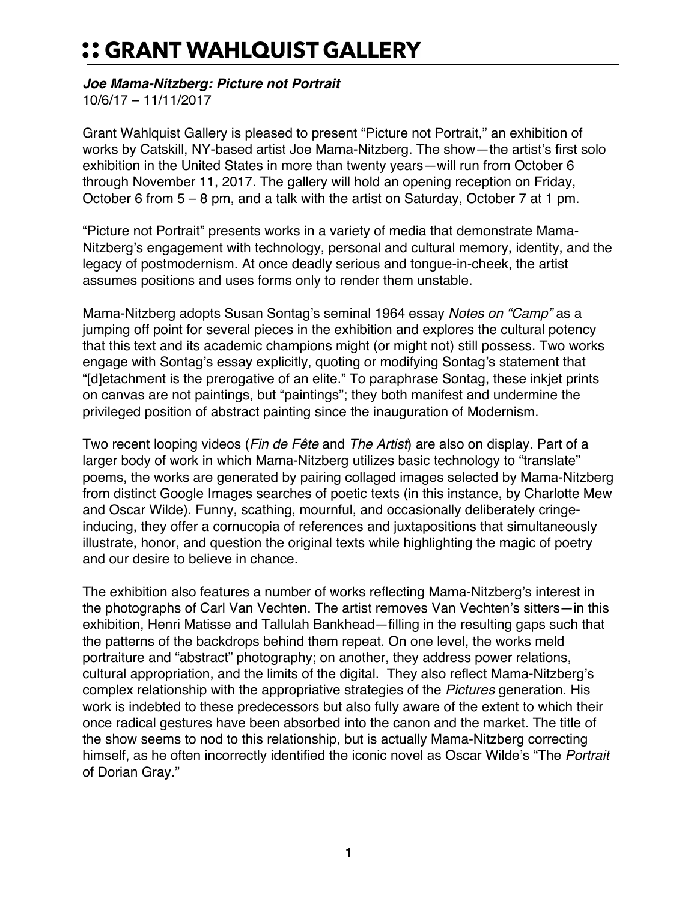# :: GRANT WAHLQUIST GALLERY

***Joe Mama-Nitzberg: Picture not Portrait***
10/6/17 – 11/11/2017

Grant Wahlquist Gallery is pleased to present "Picture not Portrait," an exhibition of works by Catskill, NY-based artist Joe Mama-Nitzberg. The show—the artist's first solo exhibition in the United States in more than twenty years—will run from October 6 through November 11, 2017. The gallery will hold an opening reception on Friday, October 6 from 5 – 8 pm, and a talk with the artist on Saturday, October 7 at 1 pm.

"Picture not Portrait" presents works in a variety of media that demonstrate Mama-Nitzberg's engagement with technology, personal and cultural memory, identity, and the legacy of postmodernism. At once deadly serious and tongue-in-cheek, the artist assumes positions and uses forms only to render them unstable.

Mama-Nitzberg adopts Susan Sontag's seminal 1964 essay *Notes on "Camp"* as a jumping off point for several pieces in the exhibition and explores the cultural potency that this text and its academic champions might (or might not) still possess. Two works engage with Sontag's essay explicitly, quoting or modifying Sontag's statement that "[d]etachment is the prerogative of an elite." To paraphrase Sontag, these inkjet prints on canvas are not paintings, but "paintings"; they both manifest and undermine the privileged position of abstract painting since the inauguration of Modernism.

Two recent looping videos (*Fin de Fête* and *The Artist*) are also on display. Part of a larger body of work in which Mama-Nitzberg utilizes basic technology to "translate" poems, the works are generated by pairing collaged images selected by Mama-Nitzberg from distinct Google Images searches of poetic texts (in this instance, by Charlotte Mew and Oscar Wilde). Funny, scathing, mournful, and occasionally deliberately cringe-inducing, they offer a cornucopia of references and juxtapositions that simultaneously illustrate, honor, and question the original texts while highlighting the magic of poetry and our desire to believe in chance.

The exhibition also features a number of works reflecting Mama-Nitzberg's interest in the photographs of Carl Van Vechten. The artist removes Van Vechten's sitters—in this exhibition, Henri Matisse and Tallulah Bankhead—filling in the resulting gaps such that the patterns of the backdrops behind them repeat. On one level, the works meld portraiture and "abstract" photography; on another, they address power relations, cultural appropriation, and the limits of the digital. They also reflect Mama-Nitzberg's complex relationship with the appropriative strategies of the *Pictures* generation. His work is indebted to these predecessors but also fully aware of the extent to which their once radical gestures have been absorbed into the canon and the market. The title of the show seems to nod to this relationship, but is actually Mama-Nitzberg correcting himself, as he often incorrectly identified the iconic novel as Oscar Wilde's "The *Portrait* of Dorian Gray."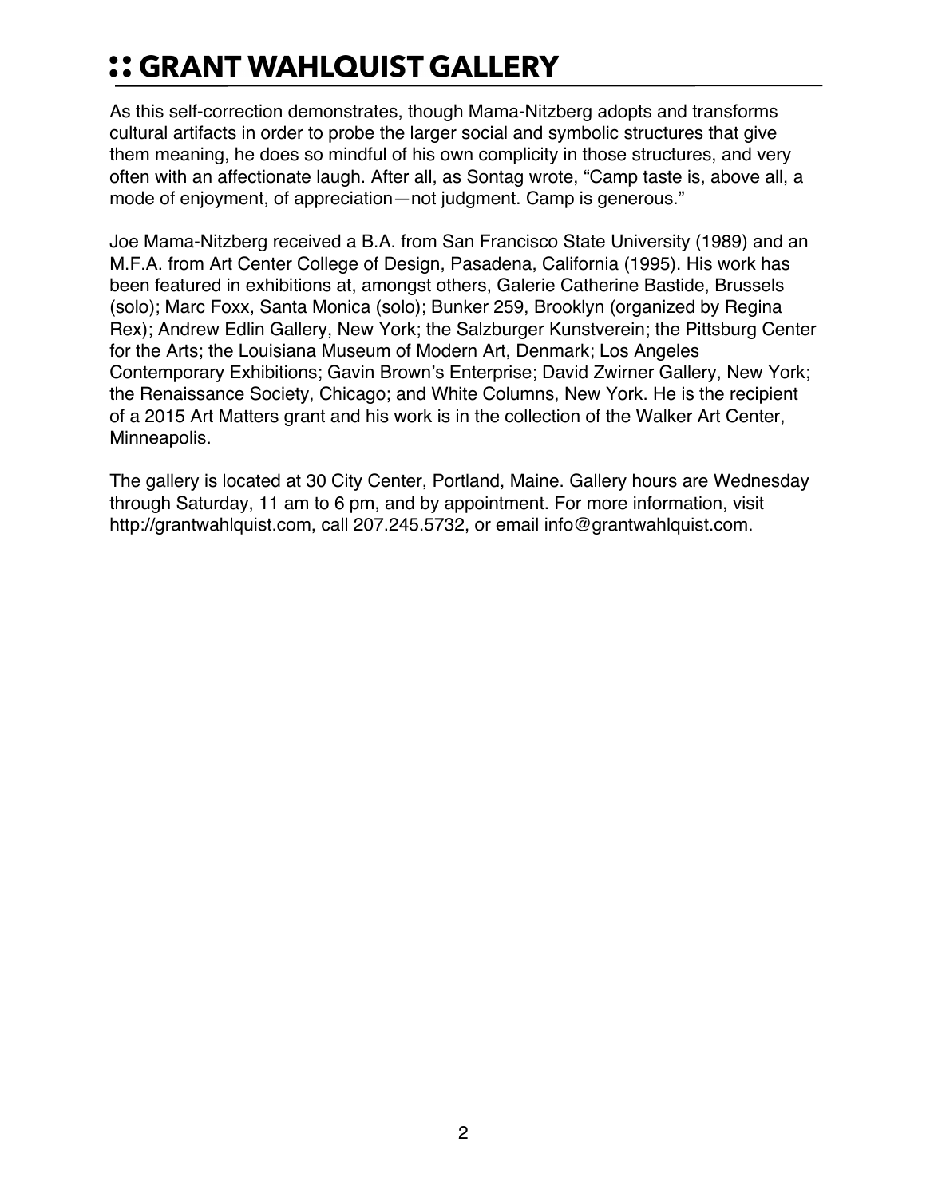As this self-correction demonstrates, though Mama-Nitzberg adopts and transforms cultural artifacts in order to probe the larger social and symbolic structures that give them meaning, he does so mindful of his own complicity in those structures, and very often with an affectionate laugh. After all, as Sontag wrote, “Camp taste is, above all, a mode of enjoyment, of appreciation—not judgment. Camp is generous.”

Joe Mama-Nitzberg received a B.A. from San Francisco State University (1989) and an M.F.A. from Art Center College of Design, Pasadena, California (1995). His work has been featured in exhibitions at, amongst others, Galerie Catherine Bastide, Brussels (solo); Marc Foxx, Santa Monica (solo); Bunker 259, Brooklyn (organized by Regina Rex); Andrew Edlin Gallery, New York; the Salzburger Kunstverein; the Pittsburg Center for the Arts; the Louisiana Museum of Modern Art, Denmark; Los Angeles Contemporary Exhibitions; Gavin Brown’s Enterprise; David Zwirner Gallery, New York; the Renaissance Society, Chicago; and White Columns, New York. He is the recipient of a 2015 Art Matters grant and his work is in the collection of the Walker Art Center, Minneapolis.

The gallery is located at 30 City Center, Portland, Maine. Gallery hours are Wednesday through Saturday, 11 am to 6 pm, and by appointment. For more information, visit http://grantwahlquist.com, call 207.245.5732, or email info@grantwahlquist.com.